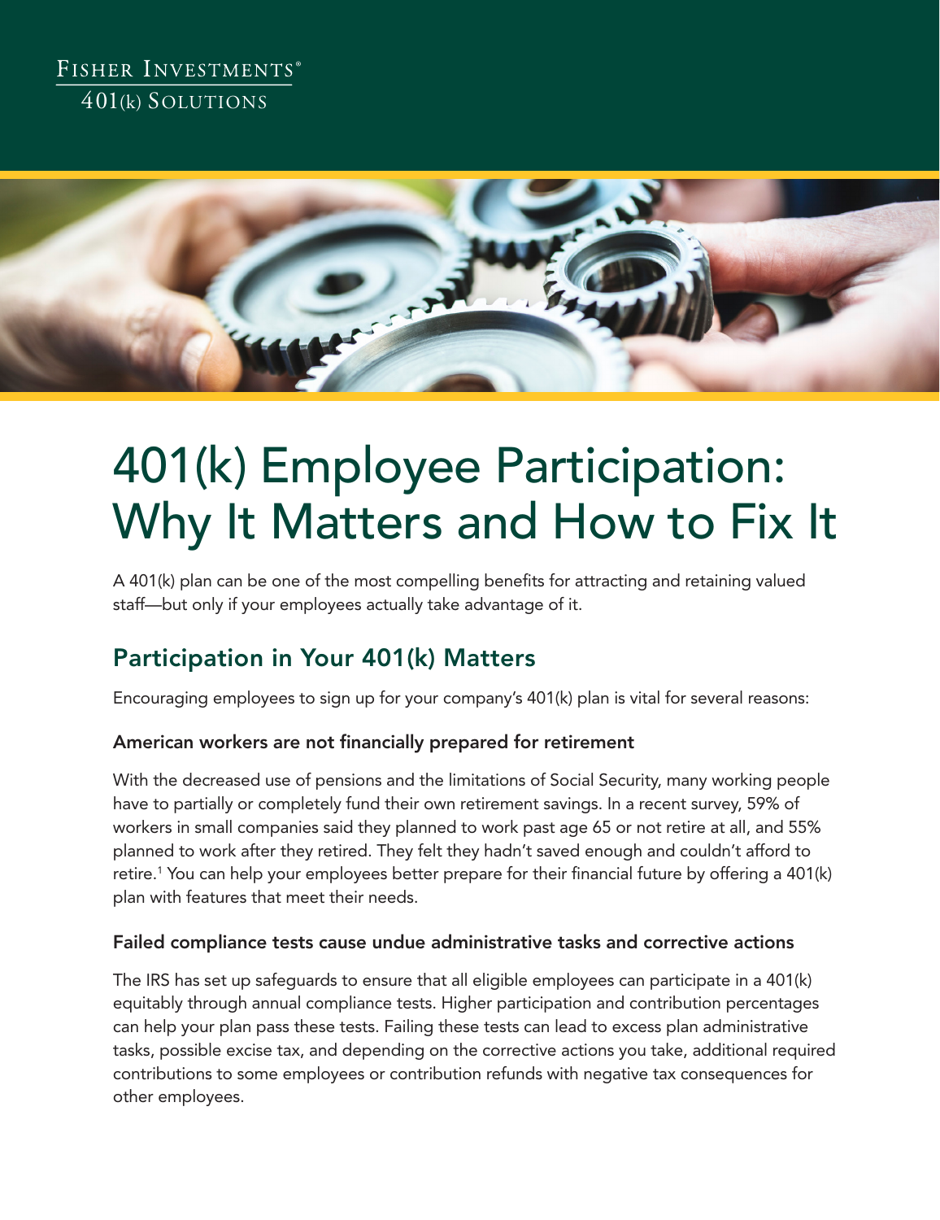Fisher Investments®
401(k) Solutions

# 401(k) Employee Participation: Why It Matters and How to Fix It

A 401(k) plan can be one of the most compelling benefits for attracting and retaining valued staff—but only if your employees actually take advantage of it.

## Participation in Your 401(k) Matters

Encouraging employees to sign up for your company's 401(k) plan is vital for several reasons:

### American workers are not financially prepared for retirement

With the decreased use of pensions and the limitations of Social Security, many working people have to partially or completely fund their own retirement savings. In a recent survey, 59% of workers in small companies said they planned to work past age 65 or not retire at all, and 55% planned to work after they retired. They felt they hadn't saved enough and couldn't afford to retire.[1] You can help your employees better prepare for their financial future by offering a 401(k) plan with features that meet their needs.

### Failed compliance tests cause undue administrative tasks and corrective actions

The IRS has set up safeguards to ensure that all eligible employees can participate in a 401(k) equitably through annual compliance tests. Higher participation and contribution percentages can help your plan pass these tests. Failing these tests can lead to excess plan administrative tasks, possible excise tax, and depending on the corrective actions you take, additional required contributions to some employees or contribution refunds with negative tax consequences for other employees.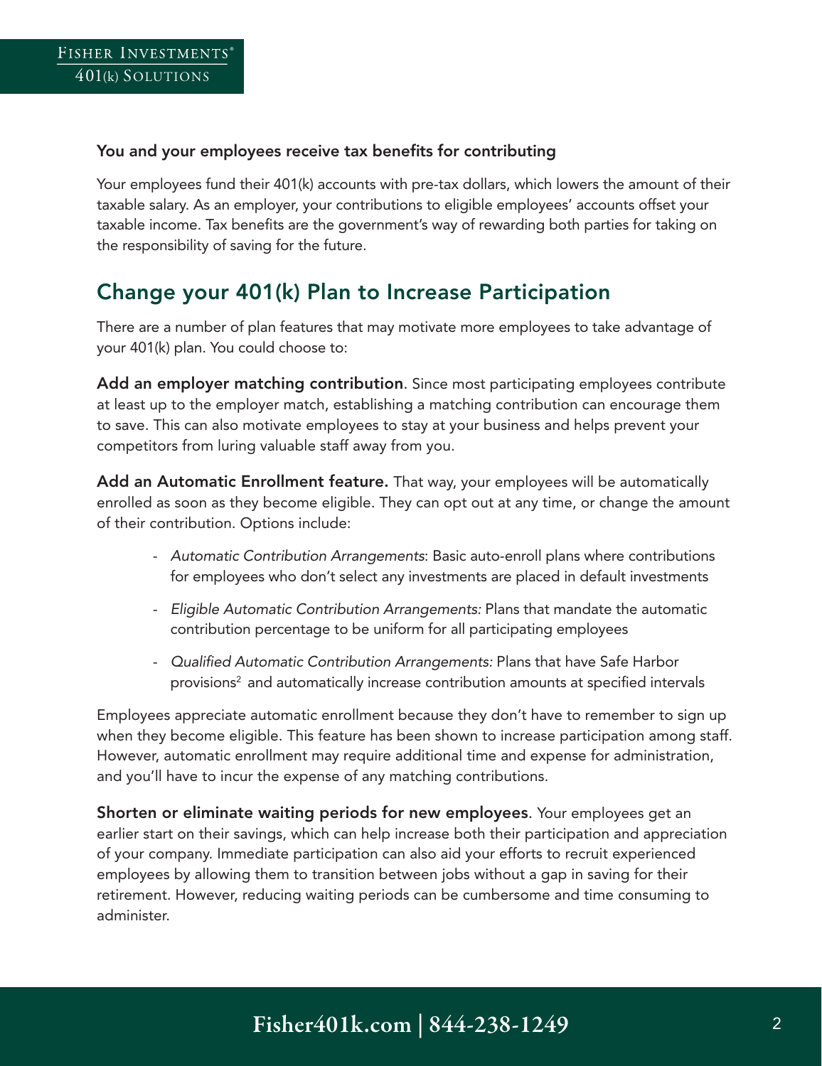### You and your employees receive tax benefits for contributing

Your employees fund their 401(k) accounts with pre-tax dollars, which lowers the amount of their taxable salary. As an employer, your contributions to eligible employees' accounts offset your taxable income. Tax benefits are the government's way of rewarding both parties for taking on the responsibility of saving for the future.

## Change your 401(k) Plan to Increase Participation

There are a number of plan features that may motivate more employees to take advantage of your 401(k) plan. You could choose to:

**Add an employer matching contribution**. Since most participating employees contribute at least up to the employer match, establishing a matching contribution can encourage them to save. This can also motivate employees to stay at your business and helps prevent your competitors from luring valuable staff away from you.

**Add an Automatic Enrollment feature.** That way, your employees will be automatically enrolled as soon as they become eligible. They can opt out at any time, or change the amount of their contribution. Options include:

- *Automatic Contribution Arrangements*: Basic auto-enroll plans where contributions for employees who don't select any investments are placed in default investments
- *Eligible Automatic Contribution Arrangements:* Plans that mandate the automatic contribution percentage to be uniform for all participating employees
- *Qualified Automatic Contribution Arrangements:* Plans that have Safe Harbor provisions[2] and automatically increase contribution amounts at specified intervals

Employees appreciate automatic enrollment because they don't have to remember to sign up when they become eligible. This feature has been shown to increase participation among staff. However, automatic enrollment may require additional time and expense for administration, and you'll have to incur the expense of any matching contributions.

**Shorten or eliminate waiting periods for new employees**. Your employees get an earlier start on their savings, which can help increase both their participation and appreciation of your company. Immediate participation can also aid your efforts to recruit experienced employees by allowing them to transition between jobs without a gap in saving for their retirement. However, reducing waiting periods can be cumbersome and time consuming to administer.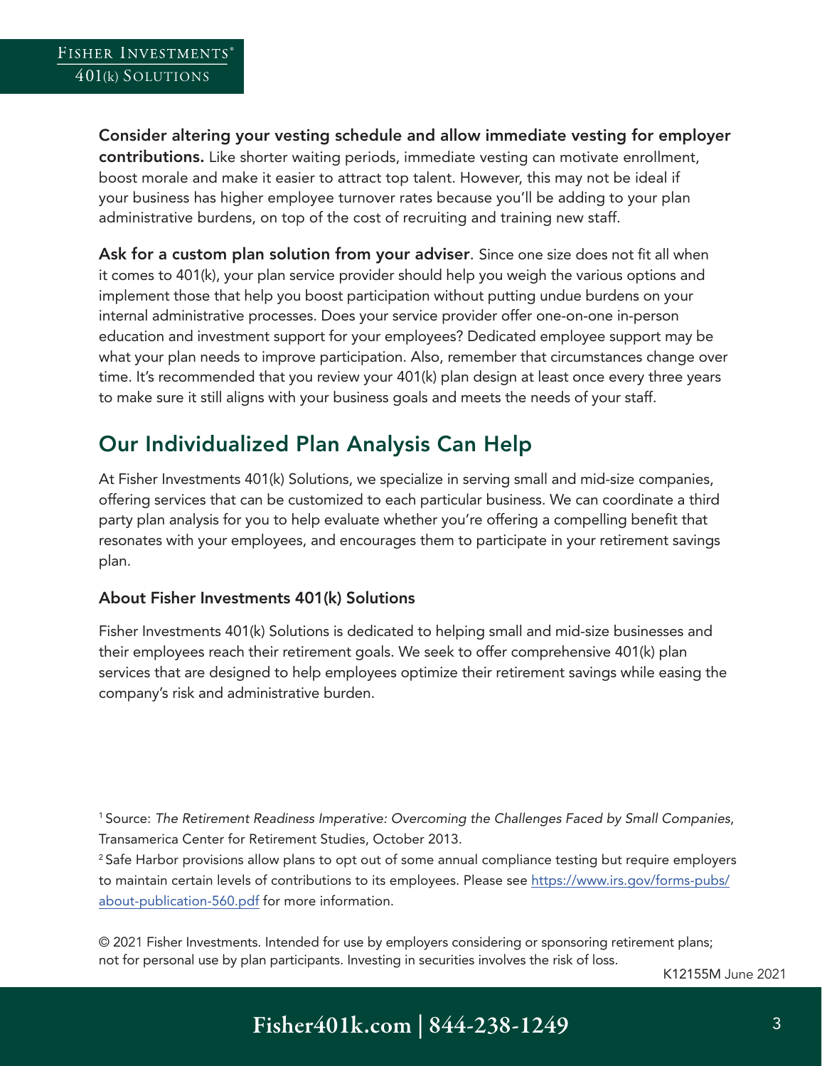**Consider altering your vesting schedule and allow immediate vesting for employer contributions.** Like shorter waiting periods, immediate vesting can motivate enrollment, boost morale and make it easier to attract top talent. However, this may not be ideal if your business has higher employee turnover rates because you'll be adding to your plan administrative burdens, on top of the cost of recruiting and training new staff.

**Ask for a custom plan solution from your adviser**. Since one size does not fit all when it comes to 401(k), your plan service provider should help you weigh the various options and implement those that help you boost participation without putting undue burdens on your internal administrative processes. Does your service provider offer one-on-one in-person education and investment support for your employees? Dedicated employee support may be what your plan needs to improve participation. Also, remember that circumstances change over time. It's recommended that you review your 401(k) plan design at least once every three years to make sure it still aligns with your business goals and meets the needs of your staff.

## Our Individualized Plan Analysis Can Help

At Fisher Investments 401(k) Solutions, we specialize in serving small and mid-size companies, offering services that can be customized to each particular business. We can coordinate a third party plan analysis for you to help evaluate whether you're offering a compelling benefit that resonates with your employees, and encourages them to participate in your retirement savings plan.

### About Fisher Investments 401(k) Solutions

Fisher Investments 401(k) Solutions is dedicated to helping small and mid-size businesses and their employees reach their retirement goals. We seek to offer comprehensive 401(k) plan services that are designed to help employees optimize their retirement savings while easing the company's risk and administrative burden.

[1] Source: *The Retirement Readiness Imperative: Overcoming the Challenges Faced by Small Companies*, Transamerica Center for Retirement Studies, October 2013.

[2] Safe Harbor provisions allow plans to opt out of some annual compliance testing but require employers to maintain certain levels of contributions to its employees. Please see https://www.irs.gov/forms-pubs/about-publication-560.pdf for more information.

© 2021 Fisher Investments. Intended for use by employers considering or sponsoring retirement plans; not for personal use by plan participants. Investing in securities involves the risk of loss.

K12155M June 2021